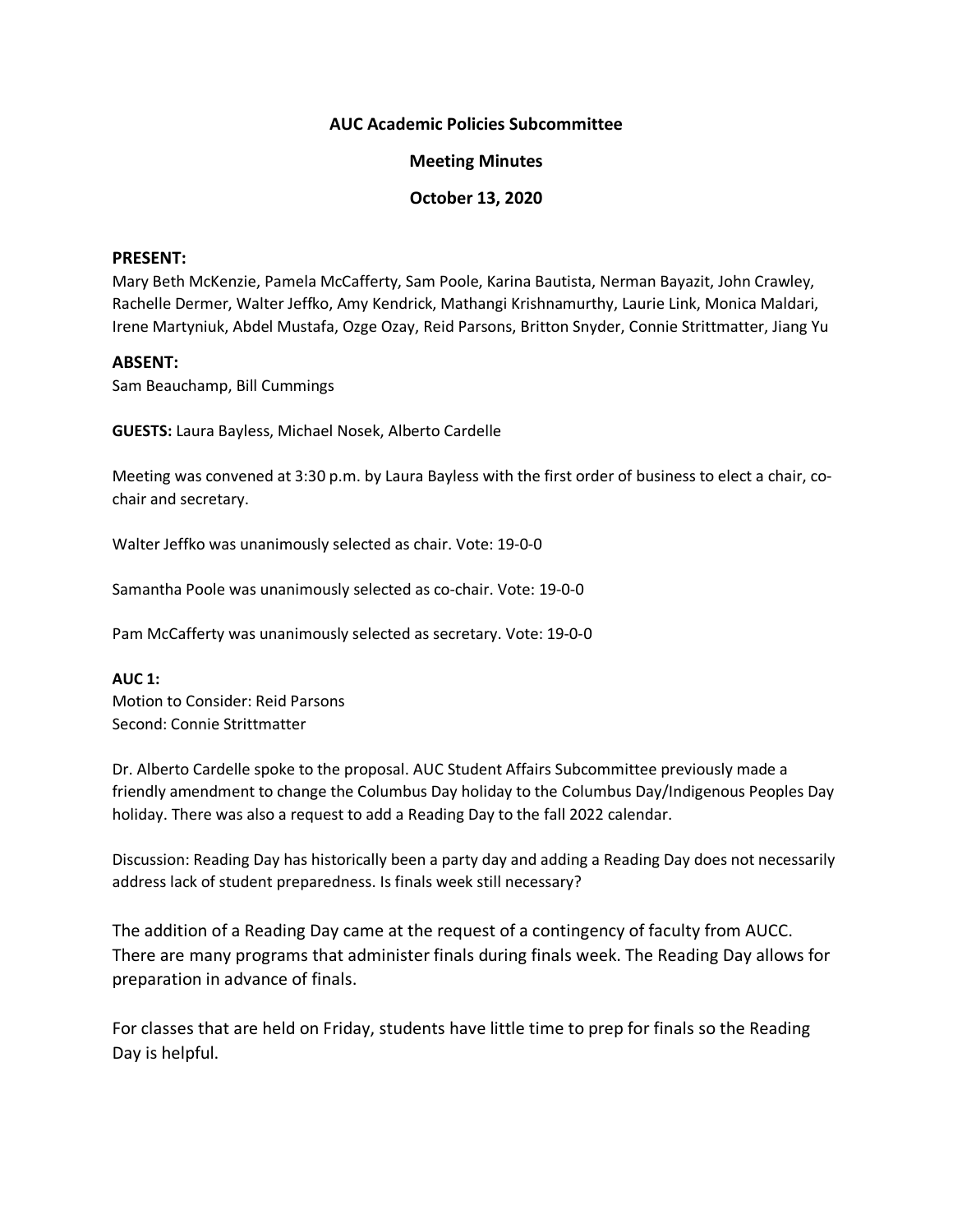# AUC Academic Policies Subcommittee

## Meeting Minutes

### October 13, 2020

**PRESENT:**
Mary Beth McKenzie, Pamela McCafferty, Sam Poole, Karina Bautista, Nerman Bayazit, John Crawley, Rachelle Dermer, Walter Jeffko, Amy Kendrick, Mathangi Krishnamurthy, Laurie Link, Monica Maldari, Irene Martyniuk, Abdel Mustafa, Ozge Ozay, Reid Parsons, Britton Snyder, Connie Strittmatter, Jiang Yu

**ABSENT:**
Sam Beauchamp, Bill Cummings

**GUESTS:** Laura Bayless, Michael Nosek, Alberto Cardelle

Meeting was convened at 3:30 p.m. by Laura Bayless with the first order of business to elect a chair, co-chair and secretary.

Walter Jeffko was unanimously selected as chair. Vote: 19-0-0

Samantha Poole was unanimously selected as co-chair. Vote: 19-0-0

Pam McCafferty was unanimously selected as secretary. Vote: 19-0-0

**AUC 1:**
Motion to Consider: Reid Parsons
Second: Connie Strittmatter

Dr. Alberto Cardelle spoke to the proposal. AUC Student Affairs Subcommittee previously made a friendly amendment to change the Columbus Day holiday to the Columbus Day/Indigenous Peoples Day holiday. There was also a request to add a Reading Day to the fall 2022 calendar.

Discussion: Reading Day has historically been a party day and adding a Reading Day does not necessarily address lack of student preparedness. Is finals week still necessary?

The addition of a Reading Day came at the request of a contingency of faculty from AUCC. There are many programs that administer finals during finals week. The Reading Day allows for preparation in advance of finals.

For classes that are held on Friday, students have little time to prep for finals so the Reading Day is helpful.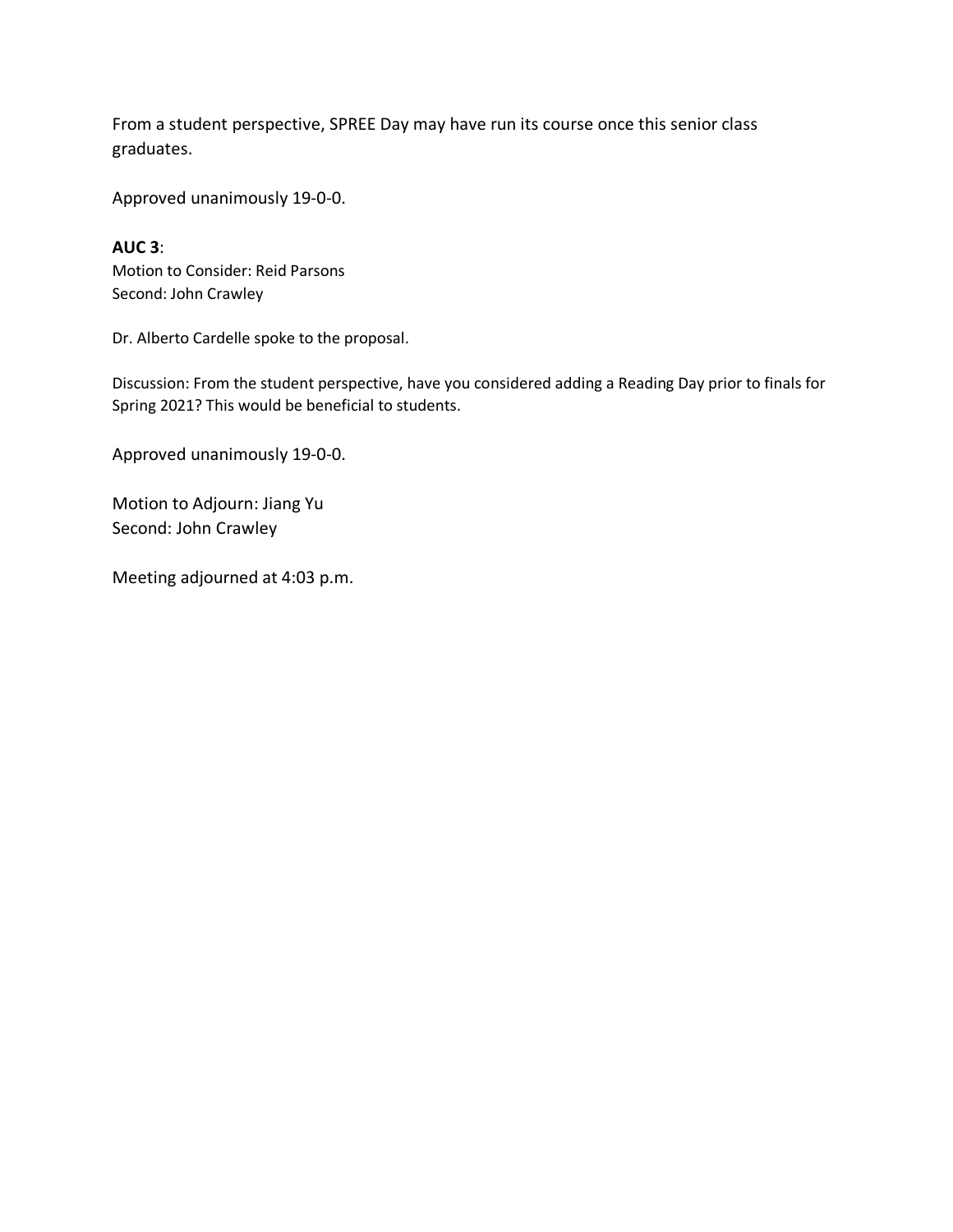From a student perspective, SPREE Day may have run its course once this senior class graduates.

Approved unanimously 19-0-0.

**AUC 3**:
Motion to Consider: Reid Parsons
Second: John Crawley

Dr. Alberto Cardelle spoke to the proposal.

Discussion: From the student perspective, have you considered adding a Reading Day prior to finals for Spring 2021? This would be beneficial to students.

Approved unanimously 19-0-0.

Motion to Adjourn: Jiang Yu
Second: John Crawley

Meeting adjourned at 4:03 p.m.